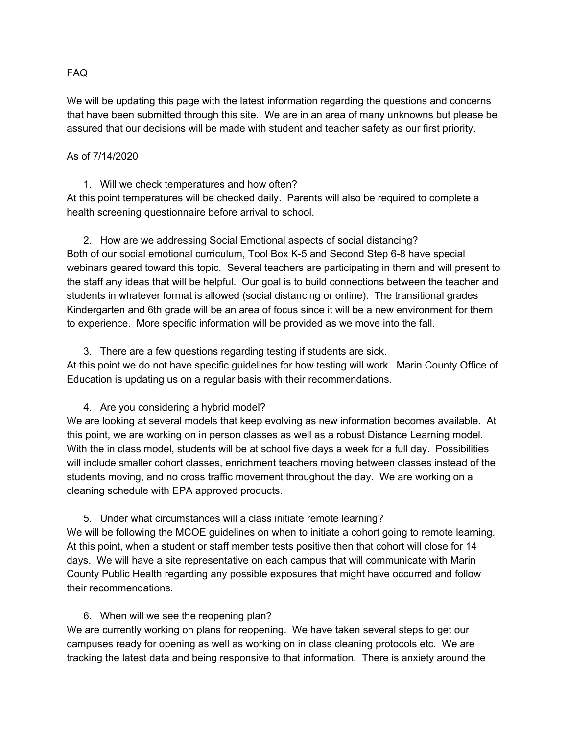# FAQ

We will be updating this page with the latest information regarding the questions and concerns that have been submitted through this site. We are in an area of many unknowns but please be assured that our decisions will be made with student and teacher safety as our first priority.

As of 7/14/2020

1. Will we check temperatures and how often?

At this point temperatures will be checked daily. Parents will also be required to complete a health screening questionnaire before arrival to school.

2. How are we addressing Social Emotional aspects of social distancing?

Both of our social emotional curriculum, Tool Box K-5 and Second Step 6-8 have special webinars geared toward this topic. Several teachers are participating in them and will present to the staff any ideas that will be helpful. Our goal is to build connections between the teacher and students in whatever format is allowed (social distancing or online). The transitional grades Kindergarten and 6th grade will be an area of focus since it will be a new environment for them to experience. More specific information will be provided as we move into the fall.

3. There are a few questions regarding testing if students are sick.

At this point we do not have specific guidelines for how testing will work. Marin County Office of Education is updating us on a regular basis with their recommendations.

4. Are you considering a hybrid model?

We are looking at several models that keep evolving as new information becomes available. At this point, we are working on in person classes as well as a robust Distance Learning model. With the in class model, students will be at school five days a week for a full day. Possibilities will include smaller cohort classes, enrichment teachers moving between classes instead of the students moving, and no cross traffic movement throughout the day. We are working on a cleaning schedule with EPA approved products.

5. Under what circumstances will a class initiate remote learning?

We will be following the MCOE guidelines on when to initiate a cohort going to remote learning. At this point, when a student or staff member tests positive then that cohort will close for 14 days. We will have a site representative on each campus that will communicate with Marin County Public Health regarding any possible exposures that might have occurred and follow their recommendations.

6. When will we see the reopening plan?

We are currently working on plans for reopening. We have taken several steps to get our campuses ready for opening as well as working on in class cleaning protocols etc. We are tracking the latest data and being responsive to that information. There is anxiety around the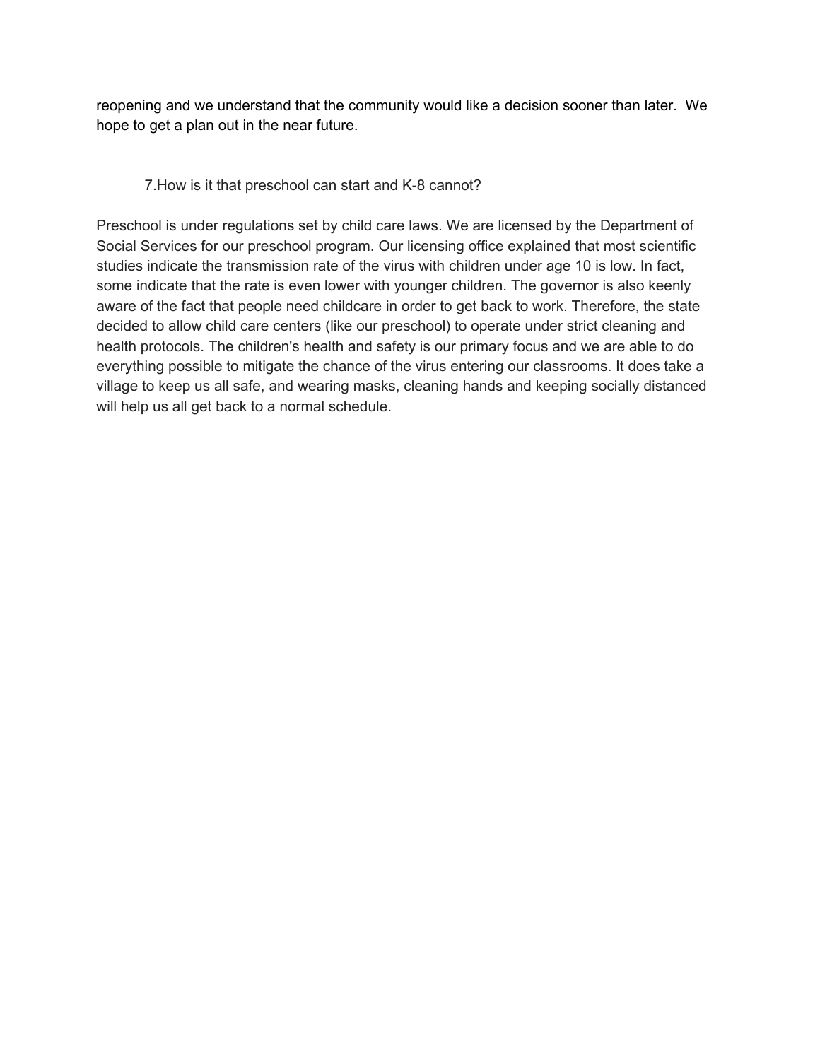reopening and we understand that the community would like a decision sooner than later. We hope to get a plan out in the near future.

7.How is it that preschool can start and K-8 cannot?

Preschool is under regulations set by child care laws. We are licensed by the Department of Social Services for our preschool program. Our licensing office explained that most scientific studies indicate the transmission rate of the virus with children under age 10 is low. In fact, some indicate that the rate is even lower with younger children. The governor is also keenly aware of the fact that people need childcare in order to get back to work. Therefore, the state decided to allow child care centers (like our preschool) to operate under strict cleaning and health protocols. The children's health and safety is our primary focus and we are able to do everything possible to mitigate the chance of the virus entering our classrooms. It does take a village to keep us all safe, and wearing masks, cleaning hands and keeping socially distanced will help us all get back to a normal schedule.